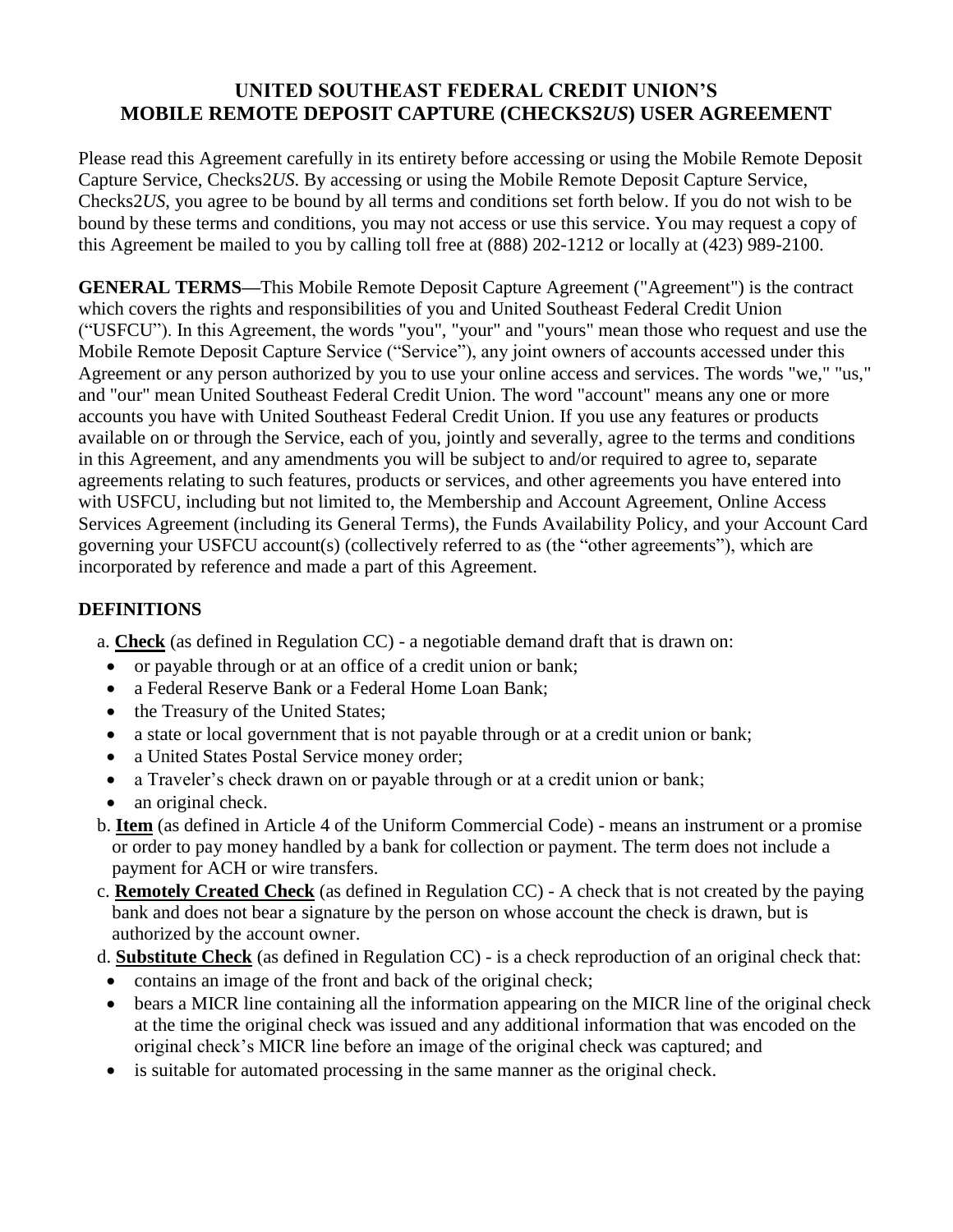# UNITED SOUTHEAST FEDERAL CREDIT UNION'S MOBILE REMOTE DEPOSIT CAPTURE (CHECKS2*US*) USER AGREEMENT

Please read this Agreement carefully in its entirety before accessing or using the Mobile Remote Deposit Capture Service, Checks2*US*. By accessing or using the Mobile Remote Deposit Capture Service, Checks2*US*, you agree to be bound by all terms and conditions set forth below. If you do not wish to be bound by these terms and conditions, you may not access or use this service. You may request a copy of this Agreement be mailed to you by calling toll free at (888) 202-1212 or locally at (423) 989-2100.

**GENERAL TERMS—**This Mobile Remote Deposit Capture Agreement ("Agreement") is the contract which covers the rights and responsibilities of you and United Southeast Federal Credit Union ("USFCU"). In this Agreement, the words "you", "your" and "yours" mean those who request and use the Mobile Remote Deposit Capture Service ("Service"), any joint owners of accounts accessed under this Agreement or any person authorized by you to use your online access and services. The words "we," "us," and "our" mean United Southeast Federal Credit Union. The word "account" means any one or more accounts you have with United Southeast Federal Credit Union. If you use any features or products available on or through the Service, each of you, jointly and severally, agree to the terms and conditions in this Agreement, and any amendments you will be subject to and/or required to agree to, separate agreements relating to such features, products or services, and other agreements you have entered into with USFCU, including but not limited to, the Membership and Account Agreement, Online Access Services Agreement (including its General Terms), the Funds Availability Policy, and your Account Card governing your USFCU account(s) (collectively referred to as (the "other agreements"), which are incorporated by reference and made a part of this Agreement.

## DEFINITIONS

a. **Check** (as defined in Regulation CC) - a negotiable demand draft that is drawn on:
   - or payable through or at an office of a credit union or bank;
   - a Federal Reserve Bank or a Federal Home Loan Bank;
   - the Treasury of the United States;
   - a state or local government that is not payable through or at a credit union or bank;
   - a United States Postal Service money order;
   - a Traveler's check drawn on or payable through or at a credit union or bank;
   - an original check.

b. **Item** (as defined in Article 4 of the Uniform Commercial Code) - means an instrument or a promise or order to pay money handled by a bank for collection or payment. The term does not include a payment for ACH or wire transfers.

c. **Remotely Created Check** (as defined in Regulation CC) - A check that is not created by the paying bank and does not bear a signature by the person on whose account the check is drawn, but is authorized by the account owner.

d. **Substitute Check** (as defined in Regulation CC) - is a check reproduction of an original check that:
   - contains an image of the front and back of the original check;
   - bears a MICR line containing all the information appearing on the MICR line of the original check at the time the original check was issued and any additional information that was encoded on the original check's MICR line before an image of the original check was captured; and
   - is suitable for automated processing in the same manner as the original check.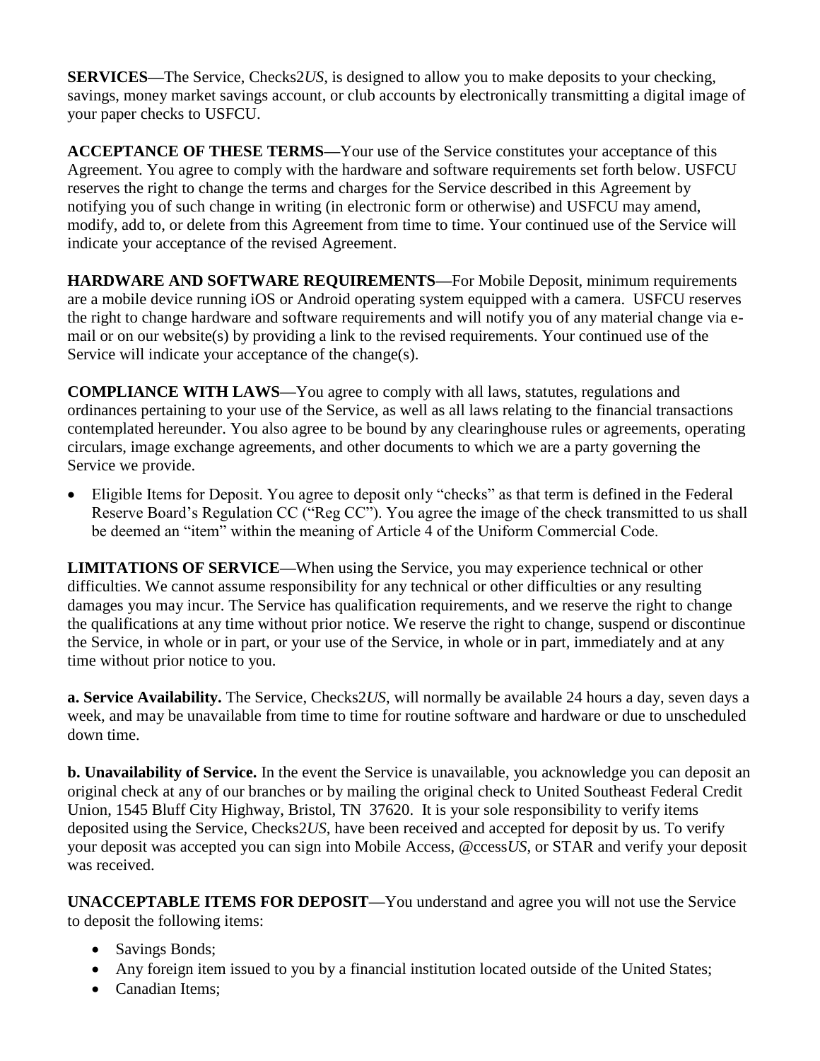**SERVICES—**The Service, Checks2*US*, is designed to allow you to make deposits to your checking, savings, money market savings account, or club accounts by electronically transmitting a digital image of your paper checks to USFCU.

**ACCEPTANCE OF THESE TERMS—**Your use of the Service constitutes your acceptance of this Agreement. You agree to comply with the hardware and software requirements set forth below. USFCU reserves the right to change the terms and charges for the Service described in this Agreement by notifying you of such change in writing (in electronic form or otherwise) and USFCU may amend, modify, add to, or delete from this Agreement from time to time. Your continued use of the Service will indicate your acceptance of the revised Agreement.

**HARDWARE AND SOFTWARE REQUIREMENTS—**For Mobile Deposit, minimum requirements are a mobile device running iOS or Android operating system equipped with a camera. USFCU reserves the right to change hardware and software requirements and will notify you of any material change via e-mail or on our website(s) by providing a link to the revised requirements. Your continued use of the Service will indicate your acceptance of the change(s).

**COMPLIANCE WITH LAWS—**You agree to comply with all laws, statutes, regulations and ordinances pertaining to your use of the Service, as well as all laws relating to the financial transactions contemplated hereunder. You also agree to be bound by any clearinghouse rules or agreements, operating circulars, image exchange agreements, and other documents to which we are a party governing the Service we provide.

- Eligible Items for Deposit. You agree to deposit only "checks" as that term is defined in the Federal Reserve Board's Regulation CC ("Reg CC"). You agree the image of the check transmitted to us shall be deemed an "item" within the meaning of Article 4 of the Uniform Commercial Code.

**LIMITATIONS OF SERVICE—**When using the Service, you may experience technical or other difficulties. We cannot assume responsibility for any technical or other difficulties or any resulting damages you may incur. The Service has qualification requirements, and we reserve the right to change the qualifications at any time without prior notice. We reserve the right to change, suspend or discontinue the Service, in whole or in part, or your use of the Service, in whole or in part, immediately and at any time without prior notice to you.

**a. Service Availability.** The Service, Checks2*US*, will normally be available 24 hours a day, seven days a week, and may be unavailable from time to time for routine software and hardware or due to unscheduled down time.

**b. Unavailability of Service.** In the event the Service is unavailable, you acknowledge you can deposit an original check at any of our branches or by mailing the original check to United Southeast Federal Credit Union, 1545 Bluff City Highway, Bristol, TN 37620. It is your sole responsibility to verify items deposited using the Service, Checks2*US*, have been received and accepted for deposit by us. To verify your deposit was accepted you can sign into Mobile Access, @ccess*US*, or STAR and verify your deposit was received.

**UNACCEPTABLE ITEMS FOR DEPOSIT—**You understand and agree you will not use the Service to deposit the following items:

- Savings Bonds;
- Any foreign item issued to you by a financial institution located outside of the United States;
- Canadian Items;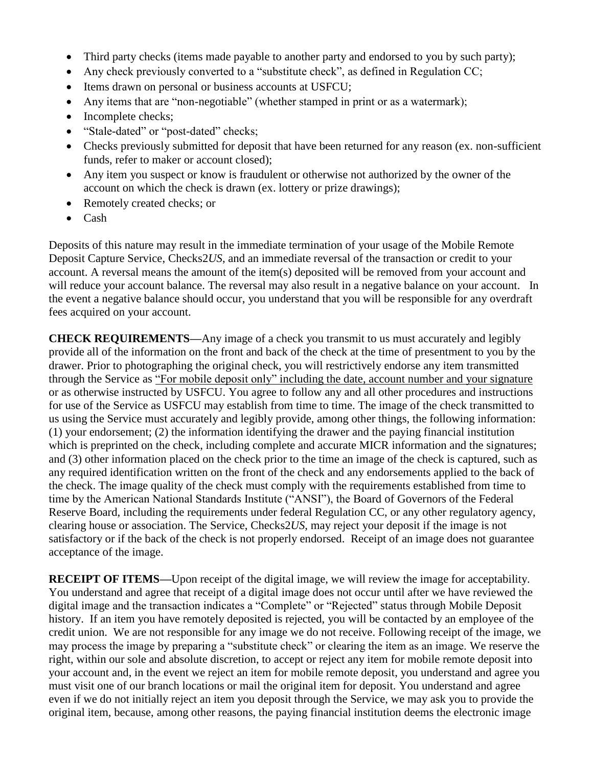- Third party checks (items made payable to another party and endorsed to you by such party);
- Any check previously converted to a "substitute check", as defined in Regulation CC;
- Items drawn on personal or business accounts at USFCU;
- Any items that are "non-negotiable" (whether stamped in print or as a watermark);
- Incomplete checks;
- "Stale-dated" or "post-dated" checks;
- Checks previously submitted for deposit that have been returned for any reason (ex. non-sufficient funds, refer to maker or account closed);
- Any item you suspect or know is fraudulent or otherwise not authorized by the owner of the account on which the check is drawn (ex. lottery or prize drawings);
- Remotely created checks; or
- Cash

Deposits of this nature may result in the immediate termination of your usage of the Mobile Remote Deposit Capture Service, Checks2*US*, and an immediate reversal of the transaction or credit to your account. A reversal means the amount of the item(s) deposited will be removed from your account and will reduce your account balance. The reversal may also result in a negative balance on your account. In the event a negative balance should occur, you understand that you will be responsible for any overdraft fees acquired on your account.

**CHECK REQUIREMENTS—**Any image of a check you transmit to us must accurately and legibly provide all of the information on the front and back of the check at the time of presentment to you by the drawer. Prior to photographing the original check, you will restrictively endorse any item transmitted through the Service as <u>"For mobile deposit only" including the date, account number and your signature</u> or as otherwise instructed by USFCU. You agree to follow any and all other procedures and instructions for use of the Service as USFCU may establish from time to time. The image of the check transmitted to us using the Service must accurately and legibly provide, among other things, the following information: (1) your endorsement; (2) the information identifying the drawer and the paying financial institution which is preprinted on the check, including complete and accurate MICR information and the signatures; and (3) other information placed on the check prior to the time an image of the check is captured, such as any required identification written on the front of the check and any endorsements applied to the back of the check. The image quality of the check must comply with the requirements established from time to time by the American National Standards Institute ("ANSI"), the Board of Governors of the Federal Reserve Board, including the requirements under federal Regulation CC, or any other regulatory agency, clearing house or association. The Service, Checks2*US*, may reject your deposit if the image is not satisfactory or if the back of the check is not properly endorsed. Receipt of an image does not guarantee acceptance of the image.

**RECEIPT OF ITEMS—**Upon receipt of the digital image, we will review the image for acceptability. You understand and agree that receipt of a digital image does not occur until after we have reviewed the digital image and the transaction indicates a "Complete" or "Rejected" status through Mobile Deposit history. If an item you have remotely deposited is rejected, you will be contacted by an employee of the credit union. We are not responsible for any image we do not receive. Following receipt of the image, we may process the image by preparing a "substitute check" or clearing the item as an image. We reserve the right, within our sole and absolute discretion, to accept or reject any item for mobile remote deposit into your account and, in the event we reject an item for mobile remote deposit, you understand and agree you must visit one of our branch locations or mail the original item for deposit. You understand and agree even if we do not initially reject an item you deposit through the Service, we may ask you to provide the original item, because, among other reasons, the paying financial institution deems the electronic image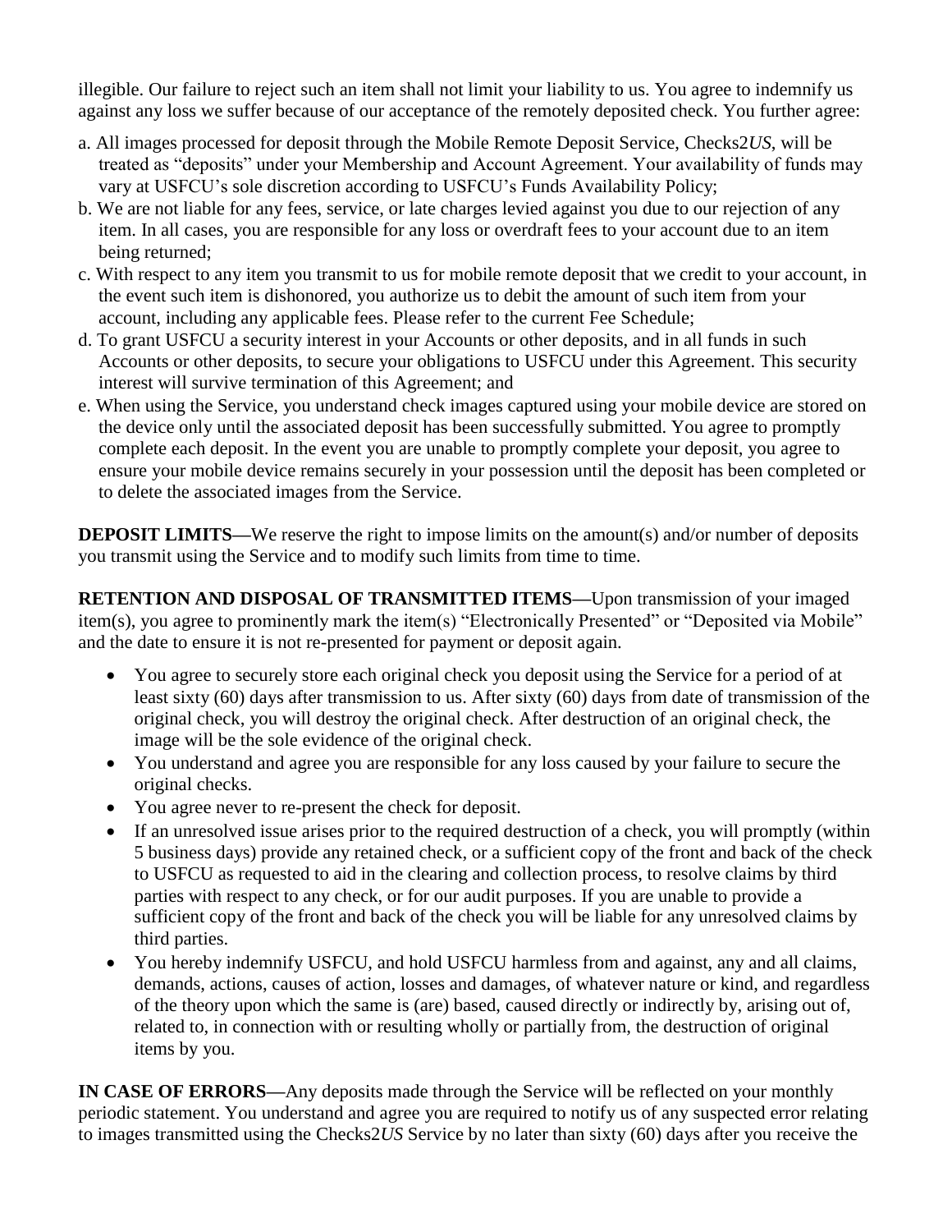illegible. Our failure to reject such an item shall not limit your liability to us. You agree to indemnify us against any loss we suffer because of our acceptance of the remotely deposited check. You further agree:

a. All images processed for deposit through the Mobile Remote Deposit Service, Checks2*US*, will be treated as "deposits" under your Membership and Account Agreement. Your availability of funds may vary at USFCU's sole discretion according to USFCU's Funds Availability Policy;
b. We are not liable for any fees, service, or late charges levied against you due to our rejection of any item. In all cases, you are responsible for any loss or overdraft fees to your account due to an item being returned;
c. With respect to any item you transmit to us for mobile remote deposit that we credit to your account, in the event such item is dishonored, you authorize us to debit the amount of such item from your account, including any applicable fees. Please refer to the current Fee Schedule;
d. To grant USFCU a security interest in your Accounts or other deposits, and in all funds in such Accounts or other deposits, to secure your obligations to USFCU under this Agreement. This security interest will survive termination of this Agreement; and
e. When using the Service, you understand check images captured using your mobile device are stored on the device only until the associated deposit has been successfully submitted. You agree to promptly complete each deposit. In the event you are unable to promptly complete your deposit, you agree to ensure your mobile device remains securely in your possession until the deposit has been completed or to delete the associated images from the Service.

**DEPOSIT LIMITS—**We reserve the right to impose limits on the amount(s) and/or number of deposits you transmit using the Service and to modify such limits from time to time.

**RETENTION AND DISPOSAL OF TRANSMITTED ITEMS—**Upon transmission of your imaged item(s), you agree to prominently mark the item(s) "Electronically Presented" or "Deposited via Mobile" and the date to ensure it is not re-presented for payment or deposit again.

- You agree to securely store each original check you deposit using the Service for a period of at least sixty (60) days after transmission to us. After sixty (60) days from date of transmission of the original check, you will destroy the original check. After destruction of an original check, the image will be the sole evidence of the original check.
- You understand and agree you are responsible for any loss caused by your failure to secure the original checks.
- You agree never to re-present the check for deposit.
- If an unresolved issue arises prior to the required destruction of a check, you will promptly (within 5 business days) provide any retained check, or a sufficient copy of the front and back of the check to USFCU as requested to aid in the clearing and collection process, to resolve claims by third parties with respect to any check, or for our audit purposes. If you are unable to provide a sufficient copy of the front and back of the check you will be liable for any unresolved claims by third parties.
- You hereby indemnify USFCU, and hold USFCU harmless from and against, any and all claims, demands, actions, causes of action, losses and damages, of whatever nature or kind, and regardless of the theory upon which the same is (are) based, caused directly or indirectly by, arising out of, related to, in connection with or resulting wholly or partially from, the destruction of original items by you.

**IN CASE OF ERRORS—**Any deposits made through the Service will be reflected on your monthly periodic statement. You understand and agree you are required to notify us of any suspected error relating to images transmitted using the Checks2*US* Service by no later than sixty (60) days after you receive the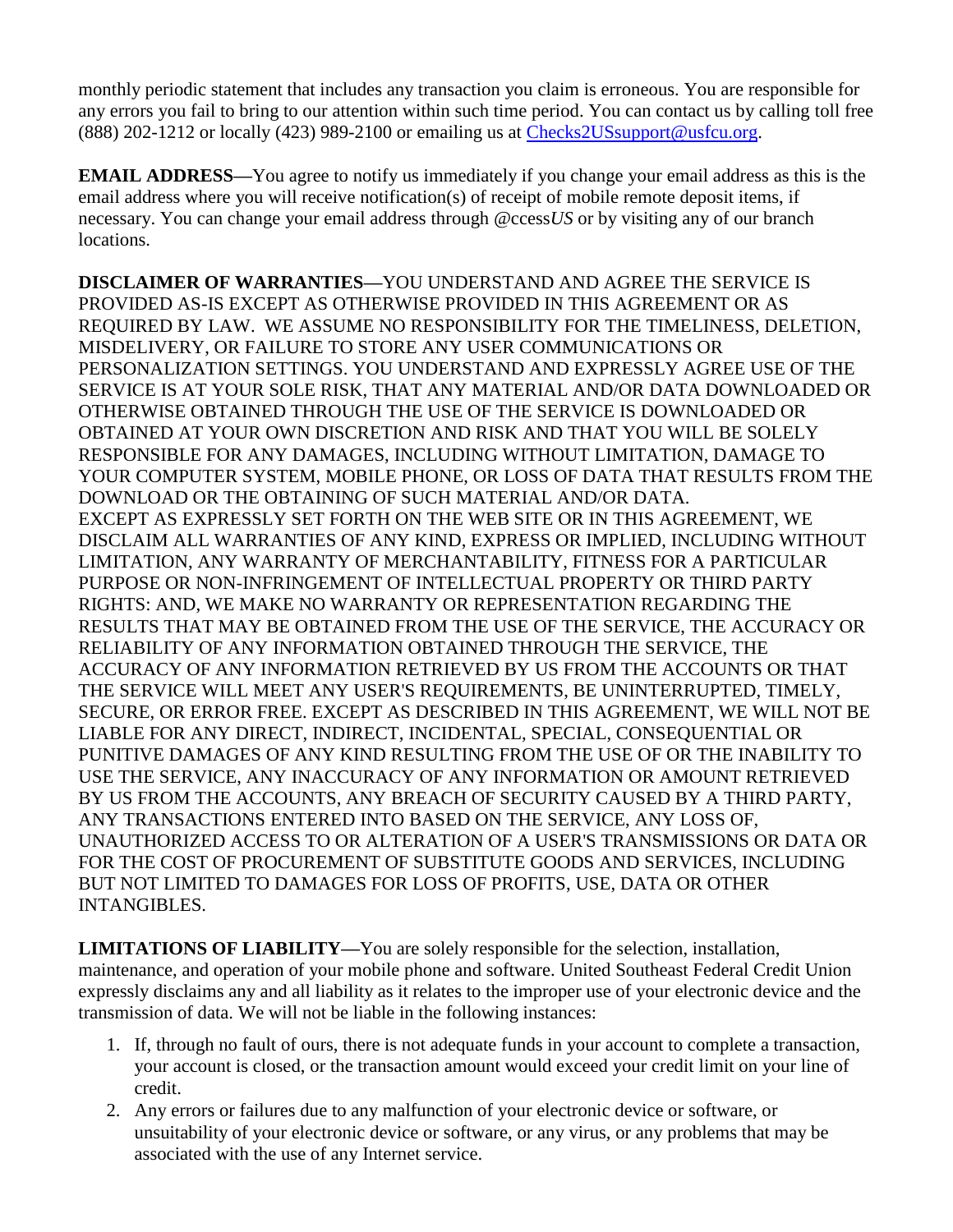monthly periodic statement that includes any transaction you claim is erroneous. You are responsible for any errors you fail to bring to our attention within such time period. You can contact us by calling toll free (888) 202-1212 or locally (423) 989-2100 or emailing us at Checks2USsupport@usfcu.org.

**EMAIL ADDRESS—**You agree to notify us immediately if you change your email address as this is the email address where you will receive notification(s) of receipt of mobile remote deposit items, if necessary. You can change your email address through @ccess*US* or by visiting any of our branch locations.

**DISCLAIMER OF WARRANTIES—**YOU UNDERSTAND AND AGREE THE SERVICE IS PROVIDED AS-IS EXCEPT AS OTHERWISE PROVIDED IN THIS AGREEMENT OR AS REQUIRED BY LAW. WE ASSUME NO RESPONSIBILITY FOR THE TIMELINESS, DELETION, MISDELIVERY, OR FAILURE TO STORE ANY USER COMMUNICATIONS OR PERSONALIZATION SETTINGS. YOU UNDERSTAND AND EXPRESSLY AGREE USE OF THE SERVICE IS AT YOUR SOLE RISK, THAT ANY MATERIAL AND/OR DATA DOWNLOADED OR OTHERWISE OBTAINED THROUGH THE USE OF THE SERVICE IS DOWNLOADED OR OBTAINED AT YOUR OWN DISCRETION AND RISK AND THAT YOU WILL BE SOLELY RESPONSIBLE FOR ANY DAMAGES, INCLUDING WITHOUT LIMITATION, DAMAGE TO YOUR COMPUTER SYSTEM, MOBILE PHONE, OR LOSS OF DATA THAT RESULTS FROM THE DOWNLOAD OR THE OBTAINING OF SUCH MATERIAL AND/OR DATA.
EXCEPT AS EXPRESSLY SET FORTH ON THE WEB SITE OR IN THIS AGREEMENT, WE DISCLAIM ALL WARRANTIES OF ANY KIND, EXPRESS OR IMPLIED, INCLUDING WITHOUT LIMITATION, ANY WARRANTY OF MERCHANTABILITY, FITNESS FOR A PARTICULAR PURPOSE OR NON-INFRINGEMENT OF INTELLECTUAL PROPERTY OR THIRD PARTY RIGHTS: AND, WE MAKE NO WARRANTY OR REPRESENTATION REGARDING THE RESULTS THAT MAY BE OBTAINED FROM THE USE OF THE SERVICE, THE ACCURACY OR RELIABILITY OF ANY INFORMATION OBTAINED THROUGH THE SERVICE, THE ACCURACY OF ANY INFORMATION RETRIEVED BY US FROM THE ACCOUNTS OR THAT THE SERVICE WILL MEET ANY USER'S REQUIREMENTS, BE UNINTERRUPTED, TIMELY, SECURE, OR ERROR FREE. EXCEPT AS DESCRIBED IN THIS AGREEMENT, WE WILL NOT BE LIABLE FOR ANY DIRECT, INDIRECT, INCIDENTAL, SPECIAL, CONSEQUENTIAL OR PUNITIVE DAMAGES OF ANY KIND RESULTING FROM THE USE OF OR THE INABILITY TO USE THE SERVICE, ANY INACCURACY OF ANY INFORMATION OR AMOUNT RETRIEVED BY US FROM THE ACCOUNTS, ANY BREACH OF SECURITY CAUSED BY A THIRD PARTY, ANY TRANSACTIONS ENTERED INTO BASED ON THE SERVICE, ANY LOSS OF, UNAUTHORIZED ACCESS TO OR ALTERATION OF A USER'S TRANSMISSIONS OR DATA OR FOR THE COST OF PROCUREMENT OF SUBSTITUTE GOODS AND SERVICES, INCLUDING BUT NOT LIMITED TO DAMAGES FOR LOSS OF PROFITS, USE, DATA OR OTHER INTANGIBLES.

**LIMITATIONS OF LIABILITY—**You are solely responsible for the selection, installation, maintenance, and operation of your mobile phone and software. United Southeast Federal Credit Union expressly disclaims any and all liability as it relates to the improper use of your electronic device and the transmission of data. We will not be liable in the following instances:

1. If, through no fault of ours, there is not adequate funds in your account to complete a transaction, your account is closed, or the transaction amount would exceed your credit limit on your line of credit.
2. Any errors or failures due to any malfunction of your electronic device or software, or unsuitability of your electronic device or software, or any virus, or any problems that may be associated with the use of any Internet service.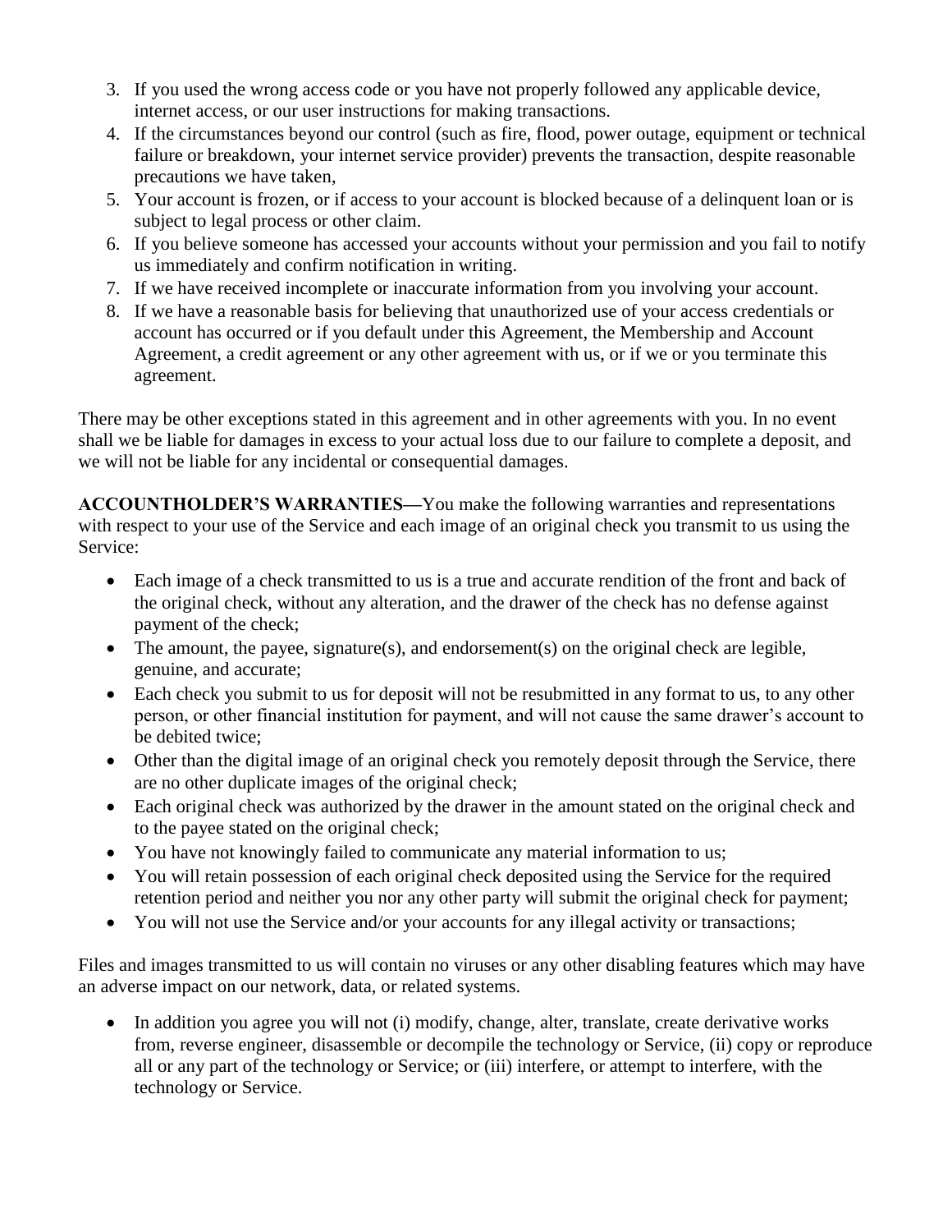3. If you used the wrong access code or you have not properly followed any applicable device, internet access, or our user instructions for making transactions.
4. If the circumstances beyond our control (such as fire, flood, power outage, equipment or technical failure or breakdown, your internet service provider) prevents the transaction, despite reasonable precautions we have taken,
5. Your account is frozen, or if access to your account is blocked because of a delinquent loan or is subject to legal process or other claim.
6. If you believe someone has accessed your accounts without your permission and you fail to notify us immediately and confirm notification in writing.
7. If we have received incomplete or inaccurate information from you involving your account.
8. If we have a reasonable basis for believing that unauthorized use of your access credentials or account has occurred or if you default under this Agreement, the Membership and Account Agreement, a credit agreement or any other agreement with us, or if we or you terminate this agreement.

There may be other exceptions stated in this agreement and in other agreements with you. In no event shall we be liable for damages in excess to your actual loss due to our failure to complete a deposit, and we will not be liable for any incidental or consequential damages.

**ACCOUNTHOLDER'S WARRANTIES—**You make the following warranties and representations with respect to your use of the Service and each image of an original check you transmit to us using the Service:

- Each image of a check transmitted to us is a true and accurate rendition of the front and back of the original check, without any alteration, and the drawer of the check has no defense against payment of the check;
- The amount, the payee, signature(s), and endorsement(s) on the original check are legible, genuine, and accurate;
- Each check you submit to us for deposit will not be resubmitted in any format to us, to any other person, or other financial institution for payment, and will not cause the same drawer's account to be debited twice;
- Other than the digital image of an original check you remotely deposit through the Service, there are no other duplicate images of the original check;
- Each original check was authorized by the drawer in the amount stated on the original check and to the payee stated on the original check;
- You have not knowingly failed to communicate any material information to us;
- You will retain possession of each original check deposited using the Service for the required retention period and neither you nor any other party will submit the original check for payment;
- You will not use the Service and/or your accounts for any illegal activity or transactions;

Files and images transmitted to us will contain no viruses or any other disabling features which may have an adverse impact on our network, data, or related systems.

- In addition you agree you will not (i) modify, change, alter, translate, create derivative works from, reverse engineer, disassemble or decompile the technology or Service, (ii) copy or reproduce all or any part of the technology or Service; or (iii) interfere, or attempt to interfere, with the technology or Service.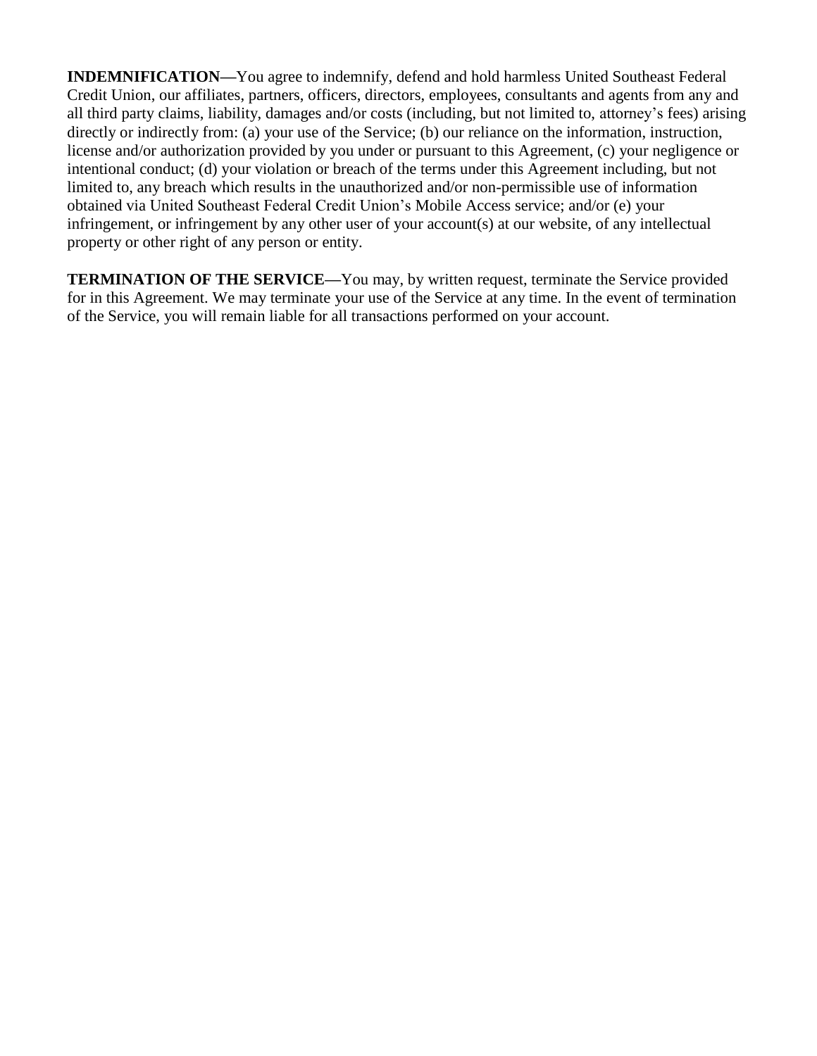**INDEMNIFICATION—**You agree to indemnify, defend and hold harmless United Southeast Federal Credit Union, our affiliates, partners, officers, directors, employees, consultants and agents from any and all third party claims, liability, damages and/or costs (including, but not limited to, attorney's fees) arising directly or indirectly from: (a) your use of the Service; (b) our reliance on the information, instruction, license and/or authorization provided by you under or pursuant to this Agreement, (c) your negligence or intentional conduct; (d) your violation or breach of the terms under this Agreement including, but not limited to, any breach which results in the unauthorized and/or non-permissible use of information obtained via United Southeast Federal Credit Union's Mobile Access service; and/or (e) your infringement, or infringement by any other user of your account(s) at our website, of any intellectual property or other right of any person or entity.

**TERMINATION OF THE SERVICE—**You may, by written request, terminate the Service provided for in this Agreement. We may terminate your use of the Service at any time. In the event of termination of the Service, you will remain liable for all transactions performed on your account.